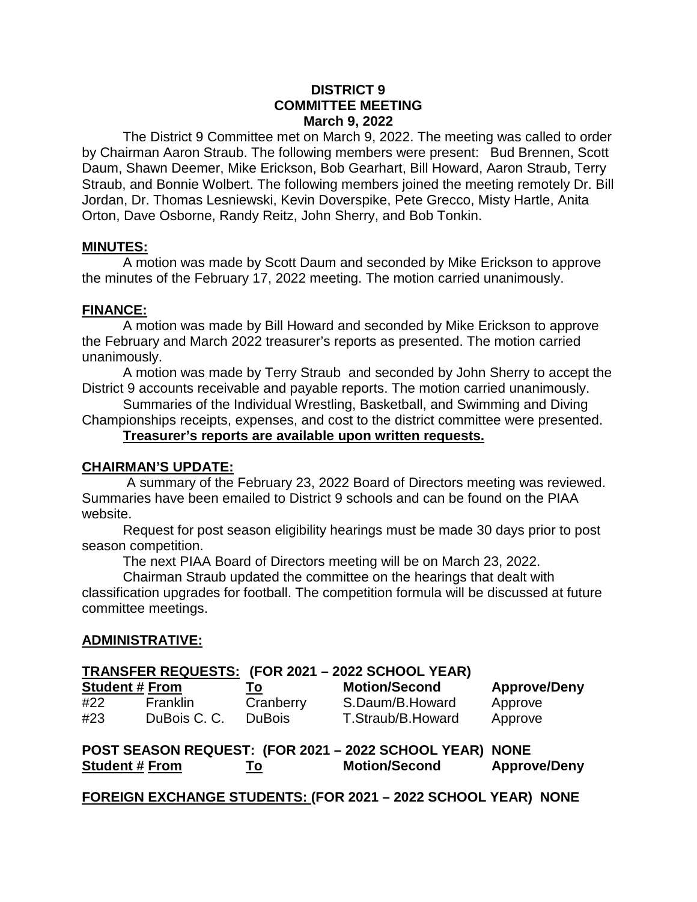# DISTRICT 9
## COMMITTEE MEETING
### March 9, 2022

The District 9 Committee met on March 9, 2022. The meeting was called to order by Chairman Aaron Straub. The following members were present: Bud Brennen, Scott Daum, Shawn Deemer, Mike Erickson, Bob Gearhart, Bill Howard, Aaron Straub, Terry Straub, and Bonnie Wolbert. The following members joined the meeting remotely Dr. Bill Jordan, Dr. Thomas Lesniewski, Kevin Doverspike, Pete Grecco, Misty Hartle, Anita Orton, Dave Osborne, Randy Reitz, John Sherry, and Bob Tonkin.

**MINUTES:**

A motion was made by Scott Daum and seconded by Mike Erickson to approve the minutes of the February 17, 2022 meeting. The motion carried unanimously.

**FINANCE:**

A motion was made by Bill Howard and seconded by Mike Erickson to approve the February and March 2022 treasurer's reports as presented. The motion carried unanimously.

A motion was made by Terry Straub and seconded by John Sherry to accept the District 9 accounts receivable and payable reports. The motion carried unanimously.

Summaries of the Individual Wrestling, Basketball, and Swimming and Diving Championships receipts, expenses, and cost to the district committee were presented.

**Treasurer's reports are available upon written requests.**

**CHAIRMAN'S UPDATE:**

A summary of the February 23, 2022 Board of Directors meeting was reviewed. Summaries have been emailed to District 9 schools and can be found on the PIAA website.

Request for post season eligibility hearings must be made 30 days prior to post season competition.

The next PIAA Board of Directors meeting will be on March 23, 2022.

Chairman Straub updated the committee on the hearings that dealt with classification upgrades for football. The competition formula will be discussed at future committee meetings.

**ADMINISTRATIVE:**

**TRANSFER REQUESTS: (FOR 2021 – 2022 SCHOOL YEAR)**

| Student # | From | To | Motion/Second | Approve/Deny |
|---|---|---|---|---|
| #22 | Franklin | Cranberry | S.Daum/B.Howard | Approve |
| #23 | DuBois C. C. | DuBois | T.Straub/B.Howard | Approve |

**POST SEASON REQUEST: (FOR 2021 – 2022 SCHOOL YEAR) NONE**

| Student # | From | To | Motion/Second | Approve/Deny |
|---|---|---|---|---|

**FOREIGN EXCHANGE STUDENTS: (FOR 2021 – 2022 SCHOOL YEAR) NONE**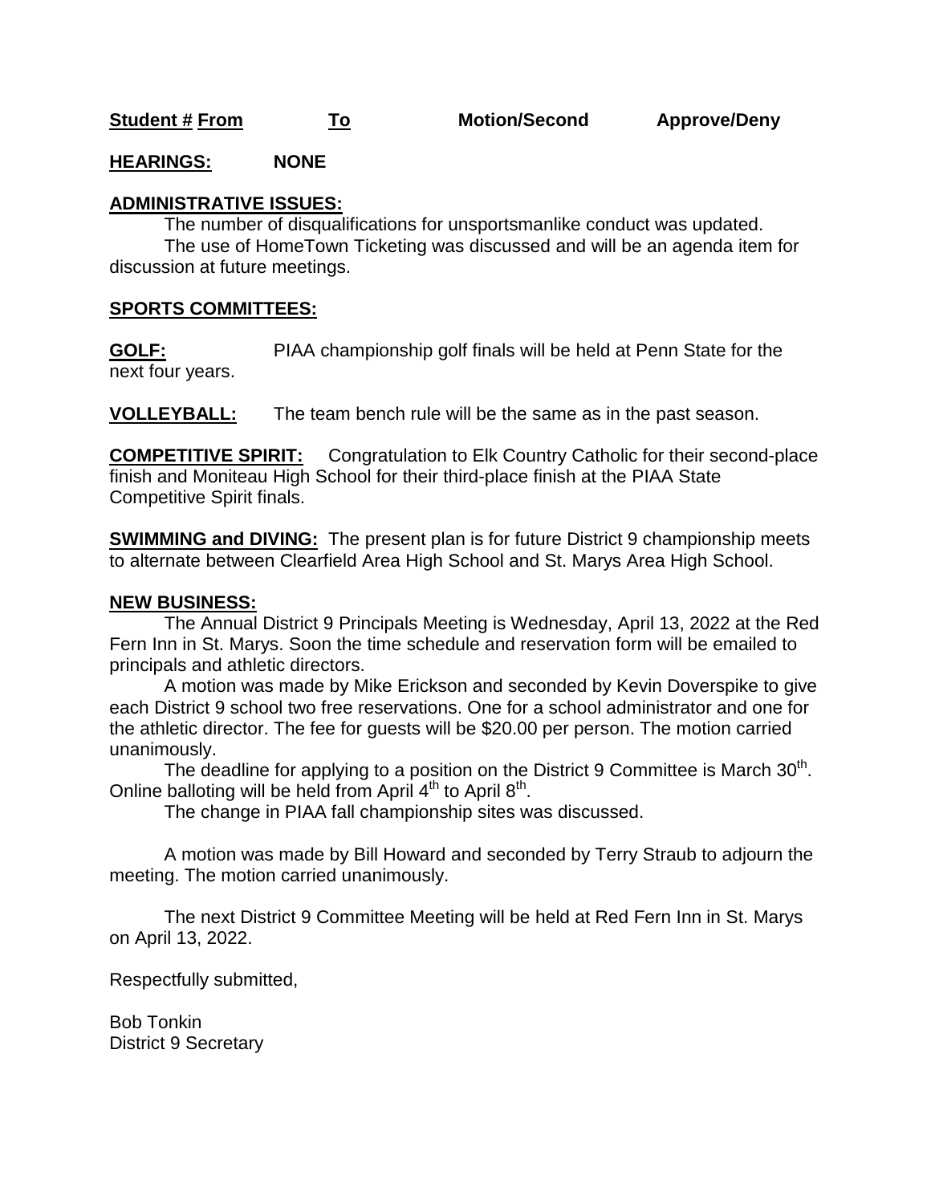| **Student #** | **From** | **To** | **Motion/Second** | **Approve/Deny** |
|---|---|---|---|---|

**HEARINGS:** **NONE**

**ADMINISTRATIVE ISSUES:**

The number of disqualifications for unsportsmanlike conduct was updated.

The use of HomeTown Ticketing was discussed and will be an agenda item for discussion at future meetings.

**SPORTS COMMITTEES:**

**GOLF:** PIAA championship golf finals will be held at Penn State for the next four years.

**VOLLEYBALL:** The team bench rule will be the same as in the past season.

**COMPETITIVE SPIRIT:** Congratulation to Elk Country Catholic for their second-place finish and Moniteau High School for their third-place finish at the PIAA State Competitive Spirit finals.

**SWIMMING and DIVING:** The present plan is for future District 9 championship meets to alternate between Clearfield Area High School and St. Marys Area High School.

**NEW BUSINESS:**

The Annual District 9 Principals Meeting is Wednesday, April 13, 2022 at the Red Fern Inn in St. Marys. Soon the time schedule and reservation form will be emailed to principals and athletic directors.

A motion was made by Mike Erickson and seconded by Kevin Doverspike to give each District 9 school two free reservations. One for a school administrator and one for the athletic director. The fee for guests will be $20.00 per person. The motion carried unanimously.

The deadline for applying to a position on the District 9 Committee is March 30th. Online balloting will be held from April 4th to April 8th.

The change in PIAA fall championship sites was discussed.

A motion was made by Bill Howard and seconded by Terry Straub to adjourn the meeting. The motion carried unanimously.

The next District 9 Committee Meeting will be held at Red Fern Inn in St. Marys on April 13, 2022.

Respectfully submitted,

Bob Tonkin
District 9 Secretary